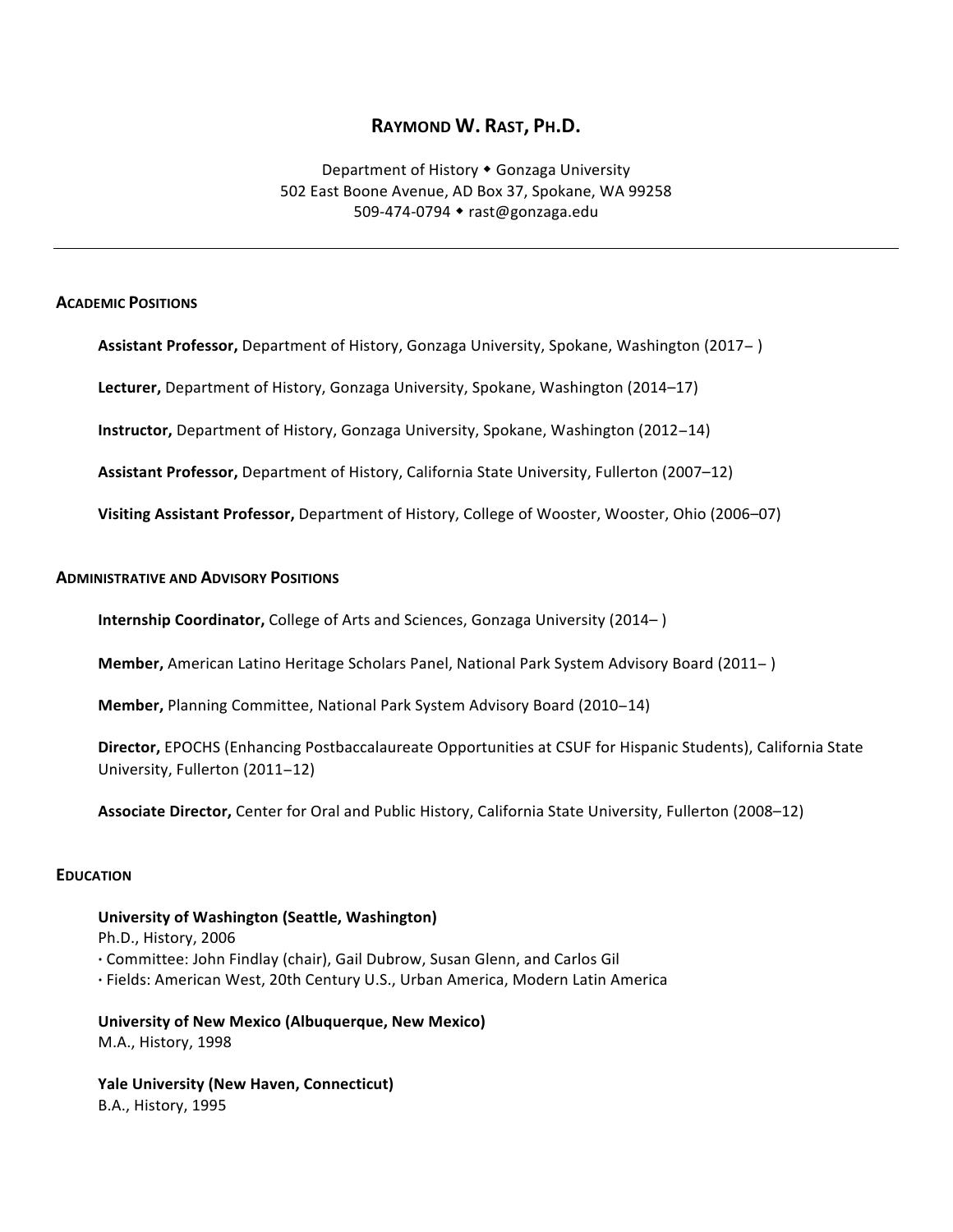# RAYMOND W. RAST, PH.D.

Department of History ◆ Gonzaga University
502 East Boone Avenue, AD Box 37, Spokane, WA 99258
509-474-0794 ◆ rast@gonzaga.edu

---

## ACADEMIC POSITIONS

**Assistant Professor,** Department of History, Gonzaga University, Spokane, Washington (2017– )

**Lecturer,** Department of History, Gonzaga University, Spokane, Washington (2014–17)

**Instructor,** Department of History, Gonzaga University, Spokane, Washington (2012–14)

**Assistant Professor,** Department of History, California State University, Fullerton (2007–12)

**Visiting Assistant Professor,** Department of History, College of Wooster, Wooster, Ohio (2006–07)

## ADMINISTRATIVE AND ADVISORY POSITIONS

**Internship Coordinator,** College of Arts and Sciences, Gonzaga University (2014– )

**Member,** American Latino Heritage Scholars Panel, National Park System Advisory Board (2011– )

**Member,** Planning Committee, National Park System Advisory Board (2010–14)

**Director,** EPOCHS (Enhancing Postbaccalaureate Opportunities at CSUF for Hispanic Students), California State University, Fullerton (2011–12)

**Associate Director,** Center for Oral and Public History, California State University, Fullerton (2008–12)

## EDUCATION

**University of Washington (Seattle, Washington)**
Ph.D., History, 2006
· Committee: John Findlay (chair), Gail Dubrow, Susan Glenn, and Carlos Gil
· Fields: American West, 20th Century U.S., Urban America, Modern Latin America

**University of New Mexico (Albuquerque, New Mexico)**
M.A., History, 1998

**Yale University (New Haven, Connecticut)**
B.A., History, 1995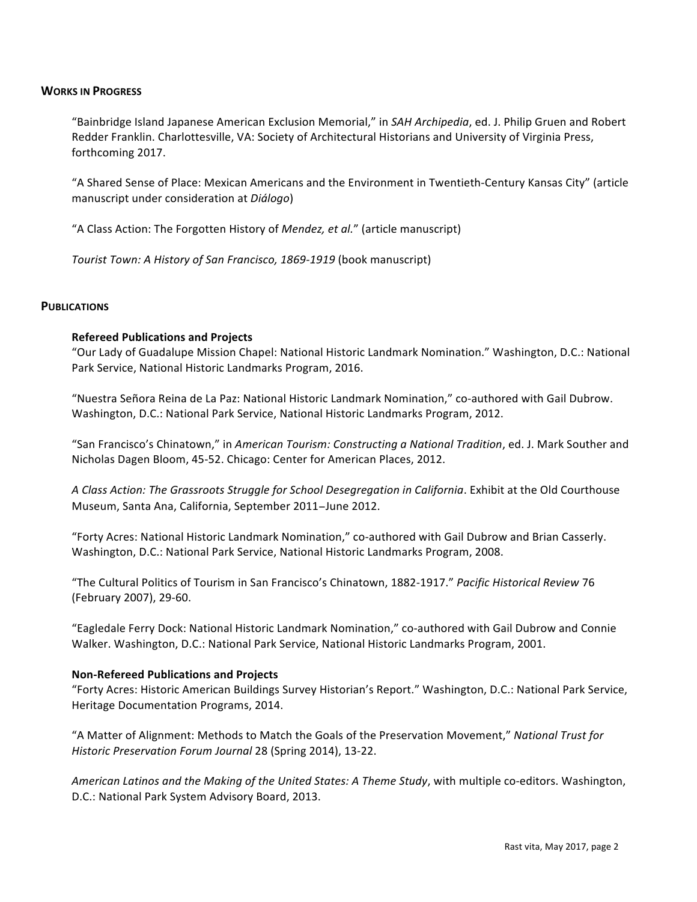## WORKS IN PROGRESS

"Bainbridge Island Japanese American Exclusion Memorial," in *SAH Archipedia*, ed. J. Philip Gruen and Robert Redder Franklin. Charlottesville, VA: Society of Architectural Historians and University of Virginia Press, forthcoming 2017.

"A Shared Sense of Place: Mexican Americans and the Environment in Twentieth-Century Kansas City" (article manuscript under consideration at *Diálogo*)

"A Class Action: The Forgotten History of *Mendez, et al.*" (article manuscript)

*Tourist Town: A History of San Francisco, 1869-1919* (book manuscript)

## PUBLICATIONS

### Refereed Publications and Projects

"Our Lady of Guadalupe Mission Chapel: National Historic Landmark Nomination." Washington, D.C.: National Park Service, National Historic Landmarks Program, 2016.

"Nuestra Señora Reina de La Paz: National Historic Landmark Nomination," co-authored with Gail Dubrow. Washington, D.C.: National Park Service, National Historic Landmarks Program, 2012.

"San Francisco's Chinatown," in *American Tourism: Constructing a National Tradition*, ed. J. Mark Souther and Nicholas Dagen Bloom, 45-52. Chicago: Center for American Places, 2012.

*A Class Action: The Grassroots Struggle for School Desegregation in California*. Exhibit at the Old Courthouse Museum, Santa Ana, California, September 2011–June 2012.

"Forty Acres: National Historic Landmark Nomination," co-authored with Gail Dubrow and Brian Casserly. Washington, D.C.: National Park Service, National Historic Landmarks Program, 2008.

"The Cultural Politics of Tourism in San Francisco's Chinatown, 1882-1917." *Pacific Historical Review* 76 (February 2007), 29-60.

"Eagledale Ferry Dock: National Historic Landmark Nomination," co-authored with Gail Dubrow and Connie Walker. Washington, D.C.: National Park Service, National Historic Landmarks Program, 2001.

### Non-Refereed Publications and Projects

"Forty Acres: Historic American Buildings Survey Historian's Report." Washington, D.C.: National Park Service, Heritage Documentation Programs, 2014.

"A Matter of Alignment: Methods to Match the Goals of the Preservation Movement," *National Trust for Historic Preservation Forum Journal* 28 (Spring 2014), 13-22.

*American Latinos and the Making of the United States: A Theme Study*, with multiple co-editors. Washington, D.C.: National Park System Advisory Board, 2013.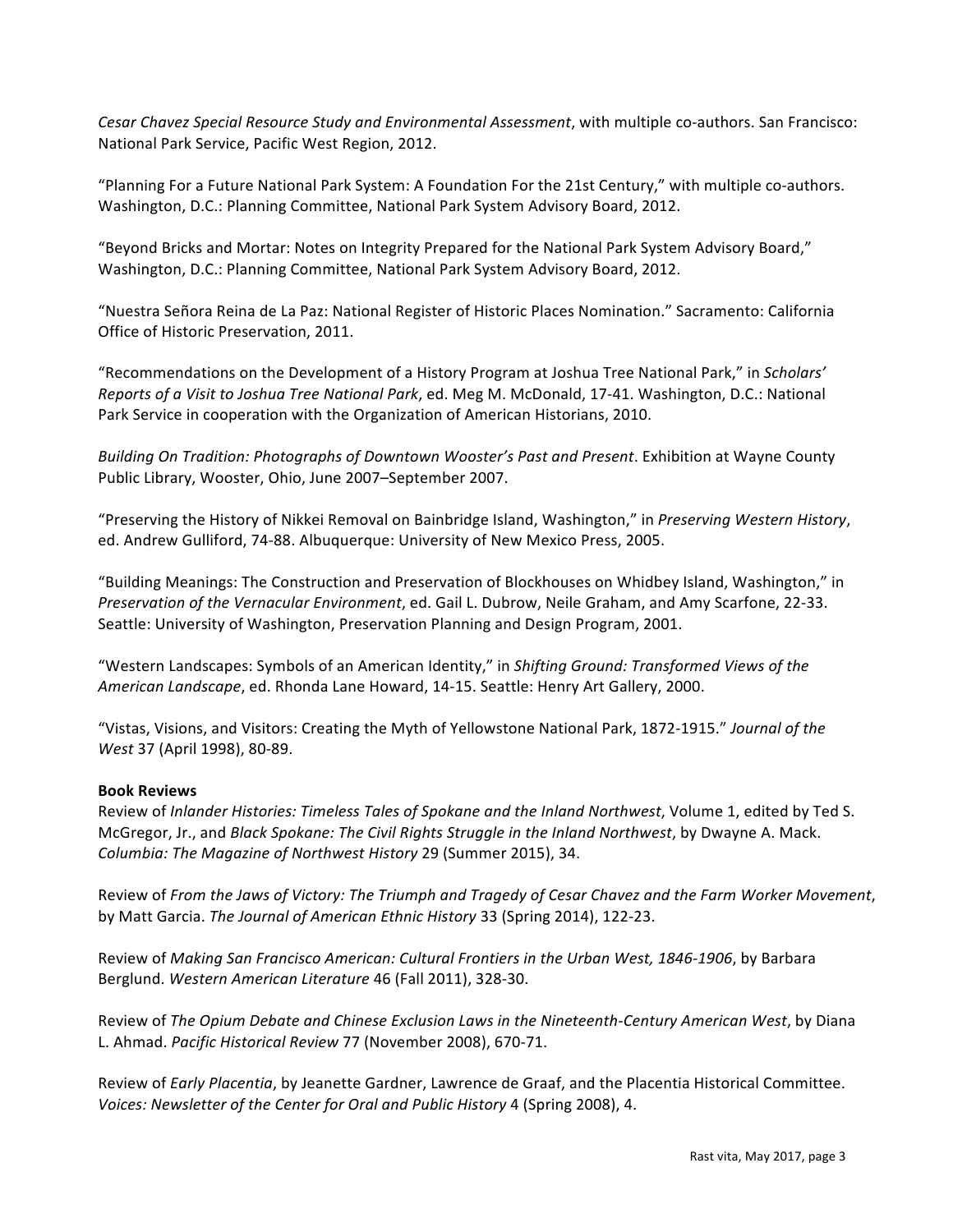*Cesar Chavez Special Resource Study and Environmental Assessment*, with multiple co-authors. San Francisco: National Park Service, Pacific West Region, 2012.

"Planning For a Future National Park System: A Foundation For the 21st Century," with multiple co-authors. Washington, D.C.: Planning Committee, National Park System Advisory Board, 2012.

"Beyond Bricks and Mortar: Notes on Integrity Prepared for the National Park System Advisory Board," Washington, D.C.: Planning Committee, National Park System Advisory Board, 2012.

"Nuestra Señora Reina de La Paz: National Register of Historic Places Nomination." Sacramento: California Office of Historic Preservation, 2011.

"Recommendations on the Development of a History Program at Joshua Tree National Park," in *Scholars' Reports of a Visit to Joshua Tree National Park*, ed. Meg M. McDonald, 17-41. Washington, D.C.: National Park Service in cooperation with the Organization of American Historians, 2010.

*Building On Tradition: Photographs of Downtown Wooster's Past and Present*. Exhibition at Wayne County Public Library, Wooster, Ohio, June 2007–September 2007.

"Preserving the History of Nikkei Removal on Bainbridge Island, Washington," in *Preserving Western History*, ed. Andrew Gulliford, 74-88. Albuquerque: University of New Mexico Press, 2005.

"Building Meanings: The Construction and Preservation of Blockhouses on Whidbey Island, Washington," in *Preservation of the Vernacular Environment*, ed. Gail L. Dubrow, Neile Graham, and Amy Scarfone, 22-33. Seattle: University of Washington, Preservation Planning and Design Program, 2001.

"Western Landscapes: Symbols of an American Identity," in *Shifting Ground: Transformed Views of the American Landscape*, ed. Rhonda Lane Howard, 14-15. Seattle: Henry Art Gallery, 2000.

"Vistas, Visions, and Visitors: Creating the Myth of Yellowstone National Park, 1872-1915." *Journal of the West* 37 (April 1998), 80-89.

**Book Reviews**

Review of *Inlander Histories: Timeless Tales of Spokane and the Inland Northwest*, Volume 1, edited by Ted S. McGregor, Jr., and *Black Spokane: The Civil Rights Struggle in the Inland Northwest*, by Dwayne A. Mack. *Columbia: The Magazine of Northwest History* 29 (Summer 2015), 34.

Review of *From the Jaws of Victory: The Triumph and Tragedy of Cesar Chavez and the Farm Worker Movement*, by Matt Garcia. *The Journal of American Ethnic History* 33 (Spring 2014), 122-23.

Review of *Making San Francisco American: Cultural Frontiers in the Urban West, 1846-1906*, by Barbara Berglund. *Western American Literature* 46 (Fall 2011), 328-30.

Review of *The Opium Debate and Chinese Exclusion Laws in the Nineteenth-Century American West*, by Diana L. Ahmad. *Pacific Historical Review* 77 (November 2008), 670-71.

Review of *Early Placentia*, by Jeanette Gardner, Lawrence de Graaf, and the Placentia Historical Committee. *Voices: Newsletter of the Center for Oral and Public History* 4 (Spring 2008), 4.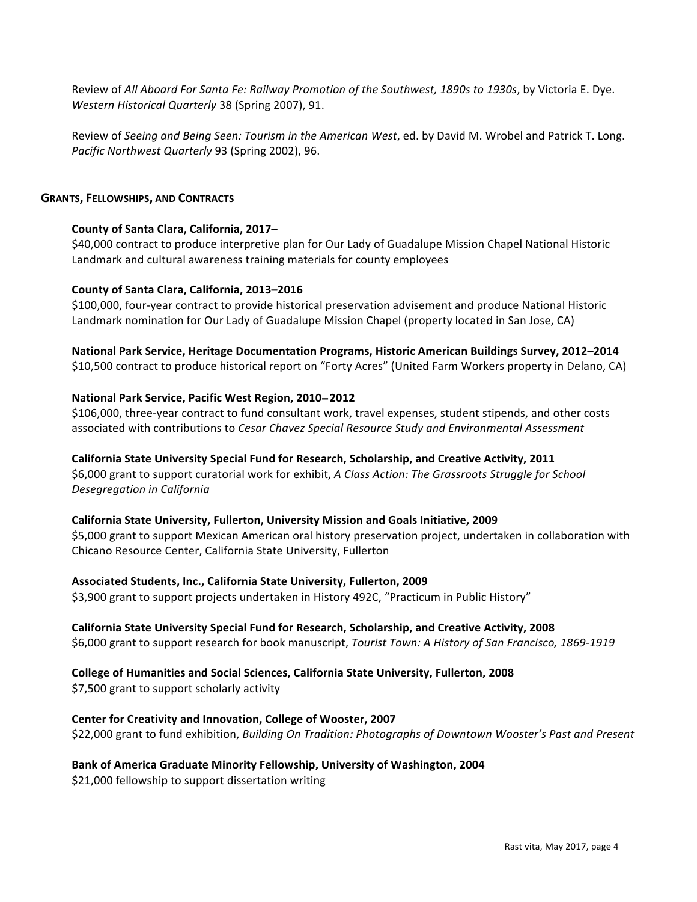Review of *All Aboard For Santa Fe: Railway Promotion of the Southwest, 1890s to 1930s*, by Victoria E. Dye. *Western Historical Quarterly* 38 (Spring 2007), 91.

Review of *Seeing and Being Seen: Tourism in the American West*, ed. by David M. Wrobel and Patrick T. Long. *Pacific Northwest Quarterly* 93 (Spring 2002), 96.

## Grants, Fellowships, and Contracts

**County of Santa Clara, California, 2017–**
$40,000 contract to produce interpretive plan for Our Lady of Guadalupe Mission Chapel National Historic Landmark and cultural awareness training materials for county employees

**County of Santa Clara, California, 2013–2016**
$100,000, four-year contract to provide historical preservation advisement and produce National Historic Landmark nomination for Our Lady of Guadalupe Mission Chapel (property located in San Jose, CA)

**National Park Service, Heritage Documentation Programs, Historic American Buildings Survey, 2012–2014**
$10,500 contract to produce historical report on "Forty Acres" (United Farm Workers property in Delano, CA)

**National Park Service, Pacific West Region, 2010–2012**
$106,000, three-year contract to fund consultant work, travel expenses, student stipends, and other costs associated with contributions to *Cesar Chavez Special Resource Study and Environmental Assessment*

**California State University Special Fund for Research, Scholarship, and Creative Activity, 2011**
$6,000 grant to support curatorial work for exhibit, *A Class Action: The Grassroots Struggle for School Desegregation in California*

**California State University, Fullerton, University Mission and Goals Initiative, 2009**
$5,000 grant to support Mexican American oral history preservation project, undertaken in collaboration with Chicano Resource Center, California State University, Fullerton

**Associated Students, Inc., California State University, Fullerton, 2009**
$3,900 grant to support projects undertaken in History 492C, "Practicum in Public History"

**California State University Special Fund for Research, Scholarship, and Creative Activity, 2008**
$6,000 grant to support research for book manuscript, *Tourist Town: A History of San Francisco, 1869-1919*

**College of Humanities and Social Sciences, California State University, Fullerton, 2008**
$7,500 grant to support scholarly activity

**Center for Creativity and Innovation, College of Wooster, 2007**
$22,000 grant to fund exhibition, *Building On Tradition: Photographs of Downtown Wooster's Past and Present*

**Bank of America Graduate Minority Fellowship, University of Washington, 2004**
$21,000 fellowship to support dissertation writing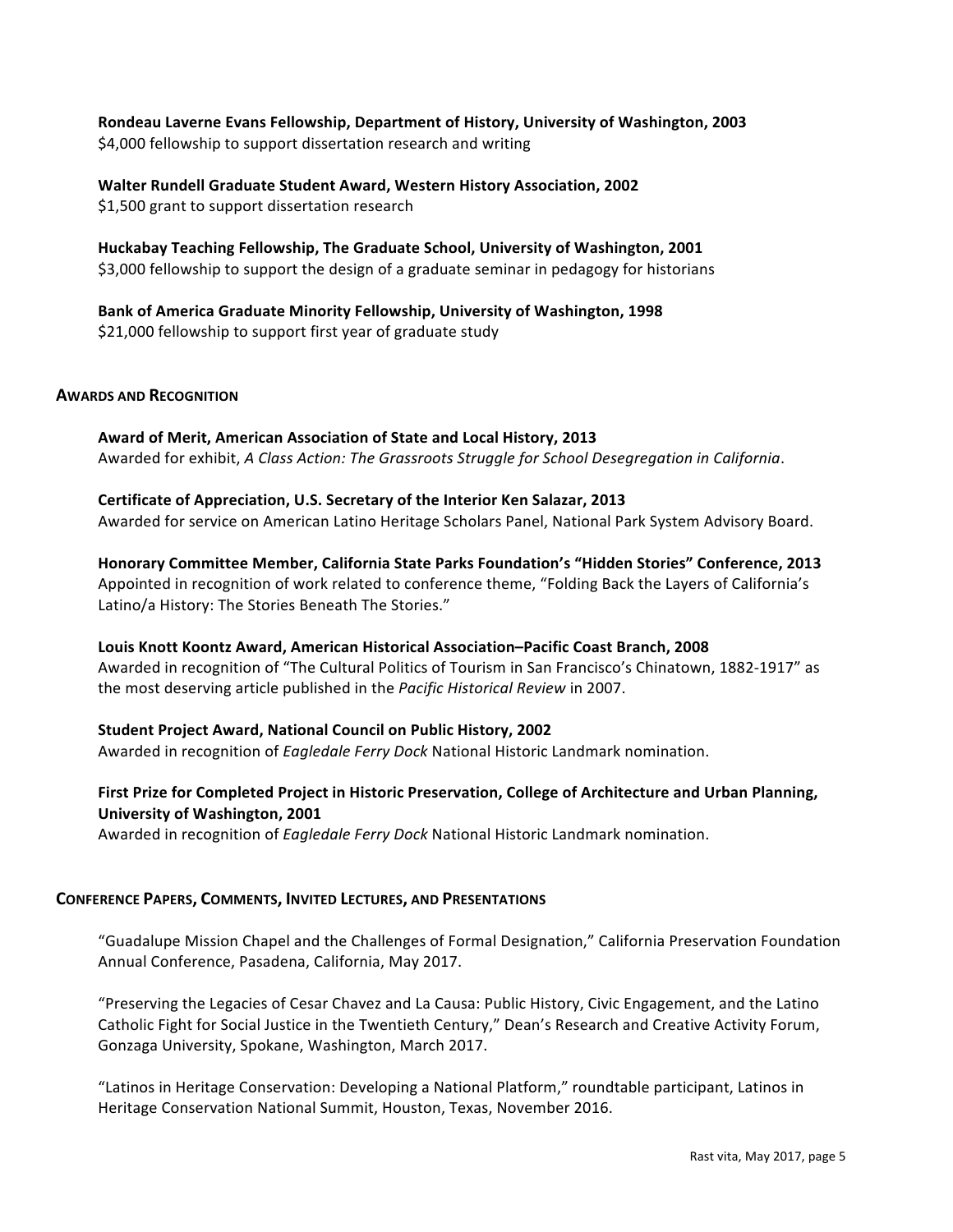**Rondeau Laverne Evans Fellowship, Department of History, University of Washington, 2003**
$4,000 fellowship to support dissertation research and writing

**Walter Rundell Graduate Student Award, Western History Association, 2002**
$1,500 grant to support dissertation research

**Huckabay Teaching Fellowship, The Graduate School, University of Washington, 2001**
$3,000 fellowship to support the design of a graduate seminar in pedagogy for historians

**Bank of America Graduate Minority Fellowship, University of Washington, 1998**
$21,000 fellowship to support first year of graduate study

## AWARDS AND RECOGNITION

**Award of Merit, American Association of State and Local History, 2013**
Awarded for exhibit, *A Class Action: The Grassroots Struggle for School Desegregation in California*.

**Certificate of Appreciation, U.S. Secretary of the Interior Ken Salazar, 2013**
Awarded for service on American Latino Heritage Scholars Panel, National Park System Advisory Board.

**Honorary Committee Member, California State Parks Foundation's "Hidden Stories" Conference, 2013**
Appointed in recognition of work related to conference theme, "Folding Back the Layers of California's Latino/a History: The Stories Beneath The Stories."

**Louis Knott Koontz Award, American Historical Association–Pacific Coast Branch, 2008**
Awarded in recognition of "The Cultural Politics of Tourism in San Francisco's Chinatown, 1882-1917" as the most deserving article published in the *Pacific Historical Review* in 2007.

**Student Project Award, National Council on Public History, 2002**
Awarded in recognition of *Eagledale Ferry Dock* National Historic Landmark nomination.

**First Prize for Completed Project in Historic Preservation, College of Architecture and Urban Planning, University of Washington, 2001**
Awarded in recognition of *Eagledale Ferry Dock* National Historic Landmark nomination.

## CONFERENCE PAPERS, COMMENTS, INVITED LECTURES, AND PRESENTATIONS

"Guadalupe Mission Chapel and the Challenges of Formal Designation," California Preservation Foundation Annual Conference, Pasadena, California, May 2017.

"Preserving the Legacies of Cesar Chavez and La Causa: Public History, Civic Engagement, and the Latino Catholic Fight for Social Justice in the Twentieth Century," Dean's Research and Creative Activity Forum, Gonzaga University, Spokane, Washington, March 2017.

"Latinos in Heritage Conservation: Developing a National Platform," roundtable participant, Latinos in Heritage Conservation National Summit, Houston, Texas, November 2016.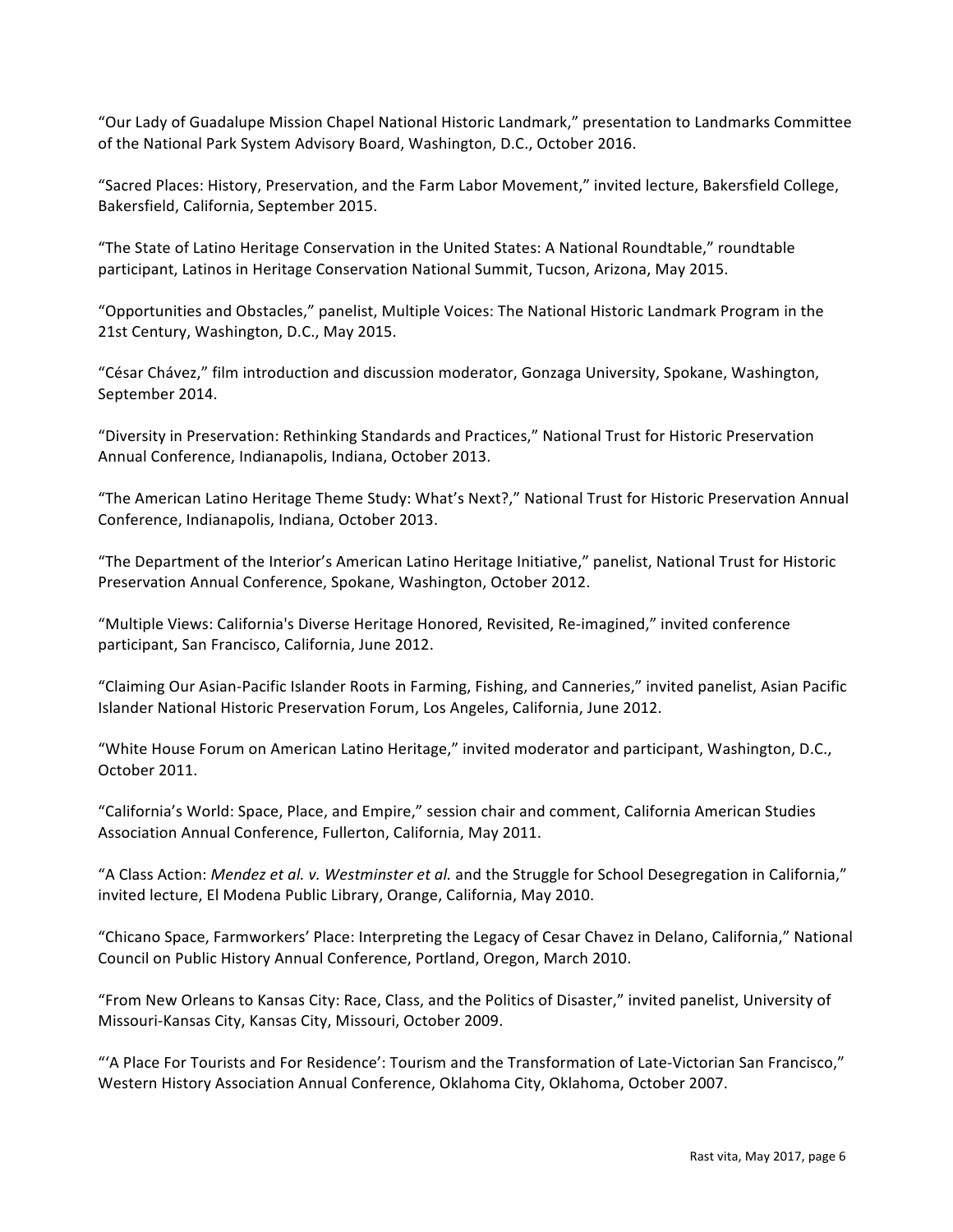"Our Lady of Guadalupe Mission Chapel National Historic Landmark," presentation to Landmarks Committee of the National Park System Advisory Board, Washington, D.C., October 2016.

"Sacred Places: History, Preservation, and the Farm Labor Movement," invited lecture, Bakersfield College, Bakersfield, California, September 2015.

"The State of Latino Heritage Conservation in the United States: A National Roundtable," roundtable participant, Latinos in Heritage Conservation National Summit, Tucson, Arizona, May 2015.

"Opportunities and Obstacles," panelist, Multiple Voices: The National Historic Landmark Program in the 21st Century, Washington, D.C., May 2015.

"César Chávez," film introduction and discussion moderator, Gonzaga University, Spokane, Washington, September 2014.

"Diversity in Preservation: Rethinking Standards and Practices," National Trust for Historic Preservation Annual Conference, Indianapolis, Indiana, October 2013.

"The American Latino Heritage Theme Study: What's Next?," National Trust for Historic Preservation Annual Conference, Indianapolis, Indiana, October 2013.

"The Department of the Interior's American Latino Heritage Initiative," panelist, National Trust for Historic Preservation Annual Conference, Spokane, Washington, October 2012.

"Multiple Views: California's Diverse Heritage Honored, Revisited, Re-imagined," invited conference participant, San Francisco, California, June 2012.

"Claiming Our Asian-Pacific Islander Roots in Farming, Fishing, and Canneries," invited panelist, Asian Pacific Islander National Historic Preservation Forum, Los Angeles, California, June 2012.

"White House Forum on American Latino Heritage," invited moderator and participant, Washington, D.C., October 2011.

"California's World: Space, Place, and Empire," session chair and comment, California American Studies Association Annual Conference, Fullerton, California, May 2011.

"A Class Action: *Mendez et al. v. Westminster et al.* and the Struggle for School Desegregation in California," invited lecture, El Modena Public Library, Orange, California, May 2010.

"Chicano Space, Farmworkers' Place: Interpreting the Legacy of Cesar Chavez in Delano, California," National Council on Public History Annual Conference, Portland, Oregon, March 2010.

"From New Orleans to Kansas City: Race, Class, and the Politics of Disaster," invited panelist, University of Missouri-Kansas City, Kansas City, Missouri, October 2009.

"'A Place For Tourists and For Residence': Tourism and the Transformation of Late-Victorian San Francisco," Western History Association Annual Conference, Oklahoma City, Oklahoma, October 2007.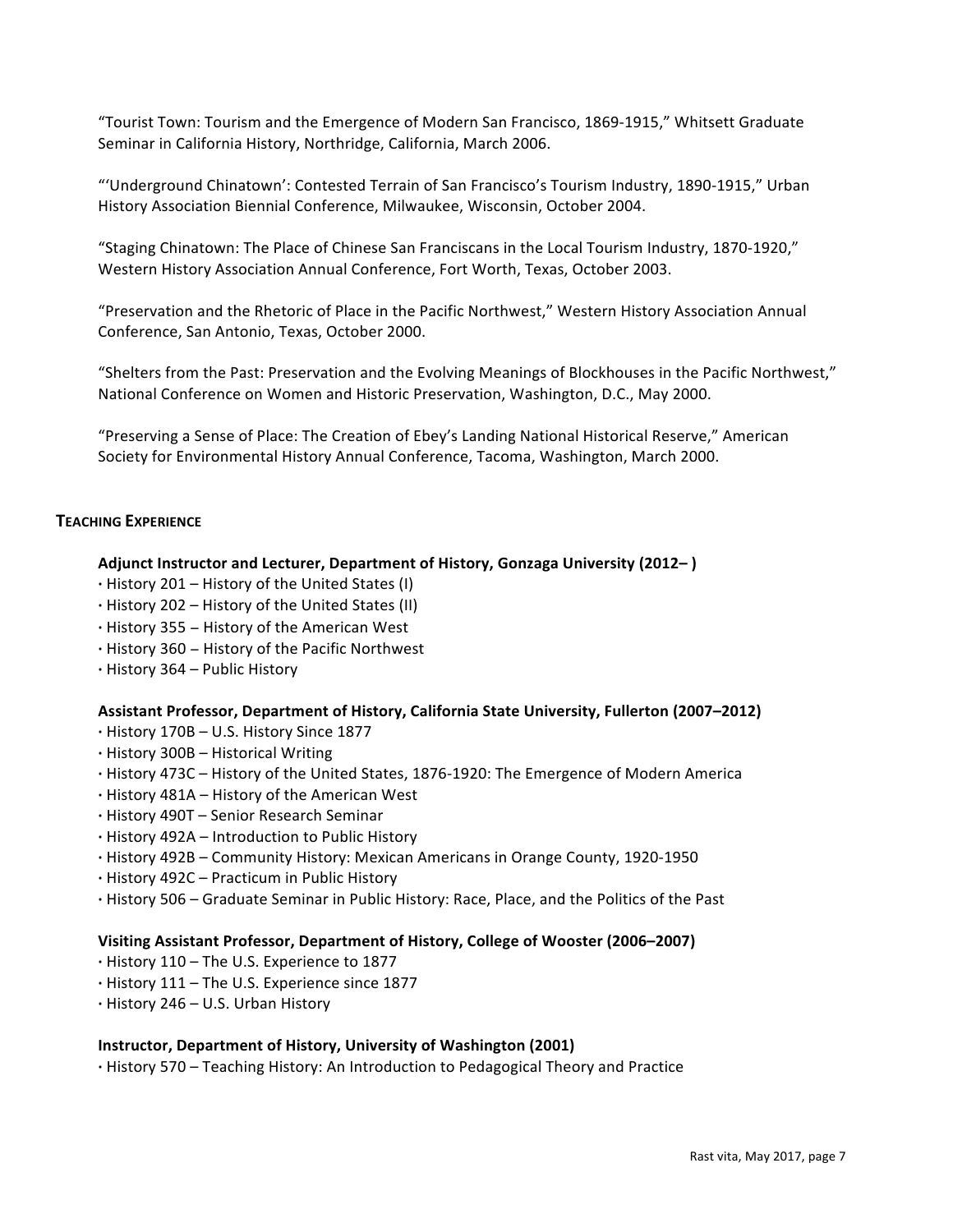"Tourist Town: Tourism and the Emergence of Modern San Francisco, 1869-1915," Whitsett Graduate Seminar in California History, Northridge, California, March 2006.

"'Underground Chinatown': Contested Terrain of San Francisco's Tourism Industry, 1890-1915," Urban History Association Biennial Conference, Milwaukee, Wisconsin, October 2004.

"Staging Chinatown: The Place of Chinese San Franciscans in the Local Tourism Industry, 1870-1920," Western History Association Annual Conference, Fort Worth, Texas, October 2003.

"Preservation and the Rhetoric of Place in the Pacific Northwest," Western History Association Annual Conference, San Antonio, Texas, October 2000.

"Shelters from the Past: Preservation and the Evolving Meanings of Blockhouses in the Pacific Northwest," National Conference on Women and Historic Preservation, Washington, D.C., May 2000.

"Preserving a Sense of Place: The Creation of Ebey's Landing National Historical Reserve," American Society for Environmental History Annual Conference, Tacoma, Washington, March 2000.

## Teaching Experience

**Adjunct Instructor and Lecturer, Department of History, Gonzaga University (2012– )**

- History 201 – History of the United States (I)
- History 202 – History of the United States (II)
- History 355 – History of the American West
- History 360 – History of the Pacific Northwest
- History 364 – Public History

**Assistant Professor, Department of History, California State University, Fullerton (2007–2012)**

- History 170B – U.S. History Since 1877
- History 300B – Historical Writing
- History 473C – History of the United States, 1876-1920: The Emergence of Modern America
- History 481A – History of the American West
- History 490T – Senior Research Seminar
- History 492A – Introduction to Public History
- History 492B – Community History: Mexican Americans in Orange County, 1920-1950
- History 492C – Practicum in Public History
- History 506 – Graduate Seminar in Public History: Race, Place, and the Politics of the Past

**Visiting Assistant Professor, Department of History, College of Wooster (2006–2007)**

- History 110 – The U.S. Experience to 1877
- History 111 – The U.S. Experience since 1877
- History 246 – U.S. Urban History

**Instructor, Department of History, University of Washington (2001)**

- History 570 – Teaching History: An Introduction to Pedagogical Theory and Practice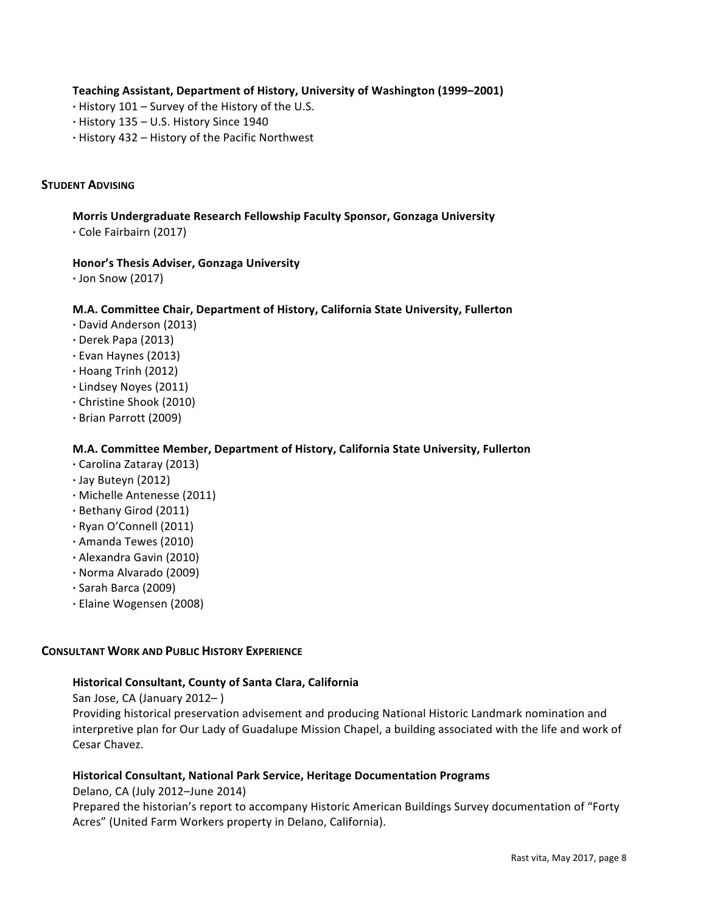**Teaching Assistant, Department of History, University of Washington (1999–2001)**

- History 101 – Survey of the History of the U.S.
- History 135 – U.S. History Since 1940
- History 432 – History of the Pacific Northwest

## Student Advising

**Morris Undergraduate Research Fellowship Faculty Sponsor, Gonzaga University**

- Cole Fairbairn (2017)

**Honor's Thesis Adviser, Gonzaga University**

- Jon Snow (2017)

**M.A. Committee Chair, Department of History, California State University, Fullerton**

- David Anderson (2013)
- Derek Papa (2013)
- Evan Haynes (2013)
- Hoang Trinh (2012)
- Lindsey Noyes (2011)
- Christine Shook (2010)
- Brian Parrott (2009)

**M.A. Committee Member, Department of History, California State University, Fullerton**

- Carolina Zataray (2013)
- Jay Buteyn (2012)
- Michelle Antenesse (2011)
- Bethany Girod (2011)
- Ryan O'Connell (2011)
- Amanda Tewes (2010)
- Alexandra Gavin (2010)
- Norma Alvarado (2009)
- Sarah Barca (2009)
- Elaine Wogensen (2008)

## Consultant Work and Public History Experience

**Historical Consultant, County of Santa Clara, California**

San Jose, CA (January 2012– )

Providing historical preservation advisement and producing National Historic Landmark nomination and interpretive plan for Our Lady of Guadalupe Mission Chapel, a building associated with the life and work of Cesar Chavez.

**Historical Consultant, National Park Service, Heritage Documentation Programs**

Delano, CA (July 2012–June 2014)

Prepared the historian's report to accompany Historic American Buildings Survey documentation of "Forty Acres" (United Farm Workers property in Delano, California).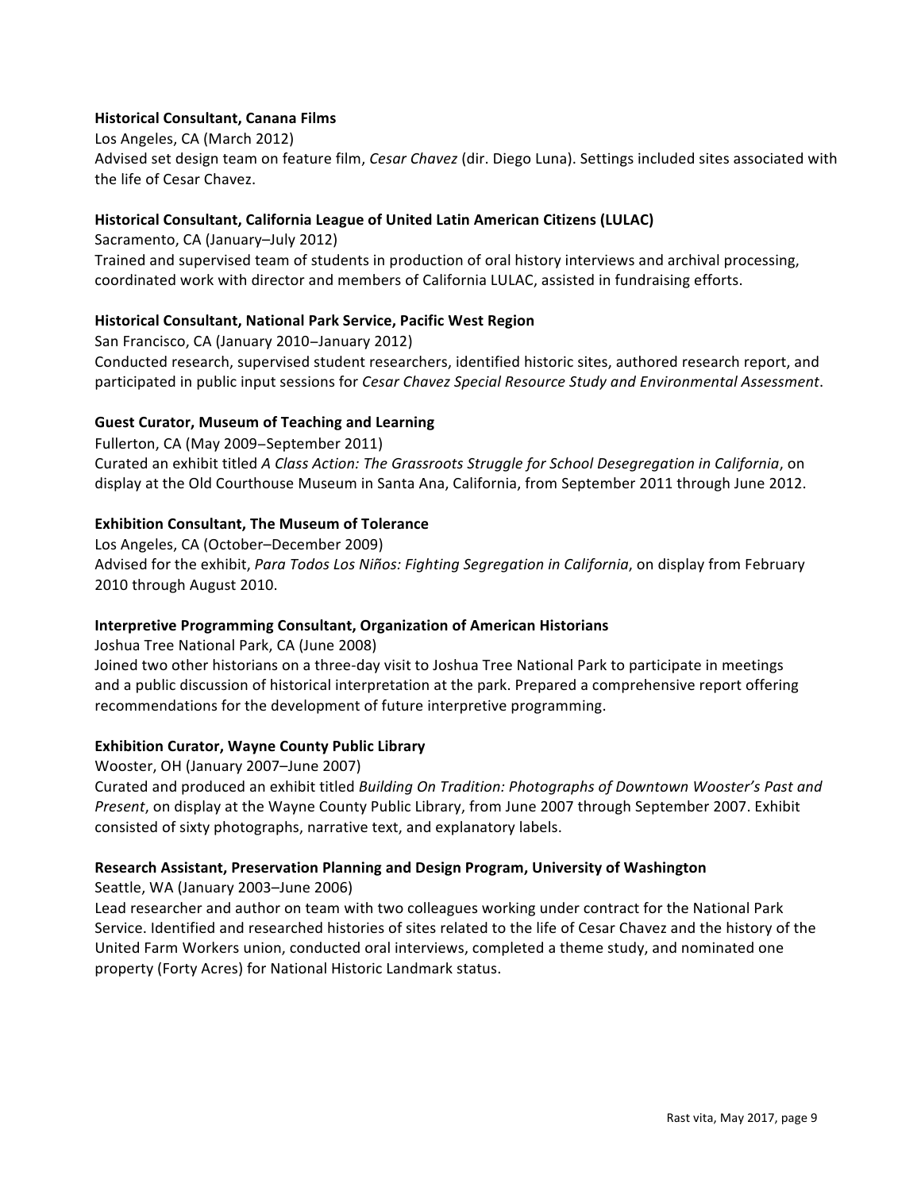**Historical Consultant, Canana Films**

Los Angeles, CA (March 2012)

Advised set design team on feature film, *Cesar Chavez* (dir. Diego Luna). Settings included sites associated with the life of Cesar Chavez.

**Historical Consultant, California League of United Latin American Citizens (LULAC)**

Sacramento, CA (January–July 2012)

Trained and supervised team of students in production of oral history interviews and archival processing, coordinated work with director and members of California LULAC, assisted in fundraising efforts.

**Historical Consultant, National Park Service, Pacific West Region**

San Francisco, CA (January 2010–January 2012)

Conducted research, supervised student researchers, identified historic sites, authored research report, and participated in public input sessions for *Cesar Chavez Special Resource Study and Environmental Assessment*.

**Guest Curator, Museum of Teaching and Learning**

Fullerton, CA (May 2009–September 2011)

Curated an exhibit titled *A Class Action: The Grassroots Struggle for School Desegregation in California*, on display at the Old Courthouse Museum in Santa Ana, California, from September 2011 through June 2012.

**Exhibition Consultant, The Museum of Tolerance**

Los Angeles, CA (October–December 2009)

Advised for the exhibit, *Para Todos Los Niños: Fighting Segregation in California*, on display from February 2010 through August 2010.

**Interpretive Programming Consultant, Organization of American Historians**

Joshua Tree National Park, CA (June 2008)

Joined two other historians on a three-day visit to Joshua Tree National Park to participate in meetings and a public discussion of historical interpretation at the park. Prepared a comprehensive report offering recommendations for the development of future interpretive programming.

**Exhibition Curator, Wayne County Public Library**

Wooster, OH (January 2007–June 2007)

Curated and produced an exhibit titled *Building On Tradition: Photographs of Downtown Wooster's Past and Present*, on display at the Wayne County Public Library, from June 2007 through September 2007. Exhibit consisted of sixty photographs, narrative text, and explanatory labels.

**Research Assistant, Preservation Planning and Design Program, University of Washington**

Seattle, WA (January 2003–June 2006)

Lead researcher and author on team with two colleagues working under contract for the National Park Service. Identified and researched histories of sites related to the life of Cesar Chavez and the history of the United Farm Workers union, conducted oral interviews, completed a theme study, and nominated one property (Forty Acres) for National Historic Landmark status.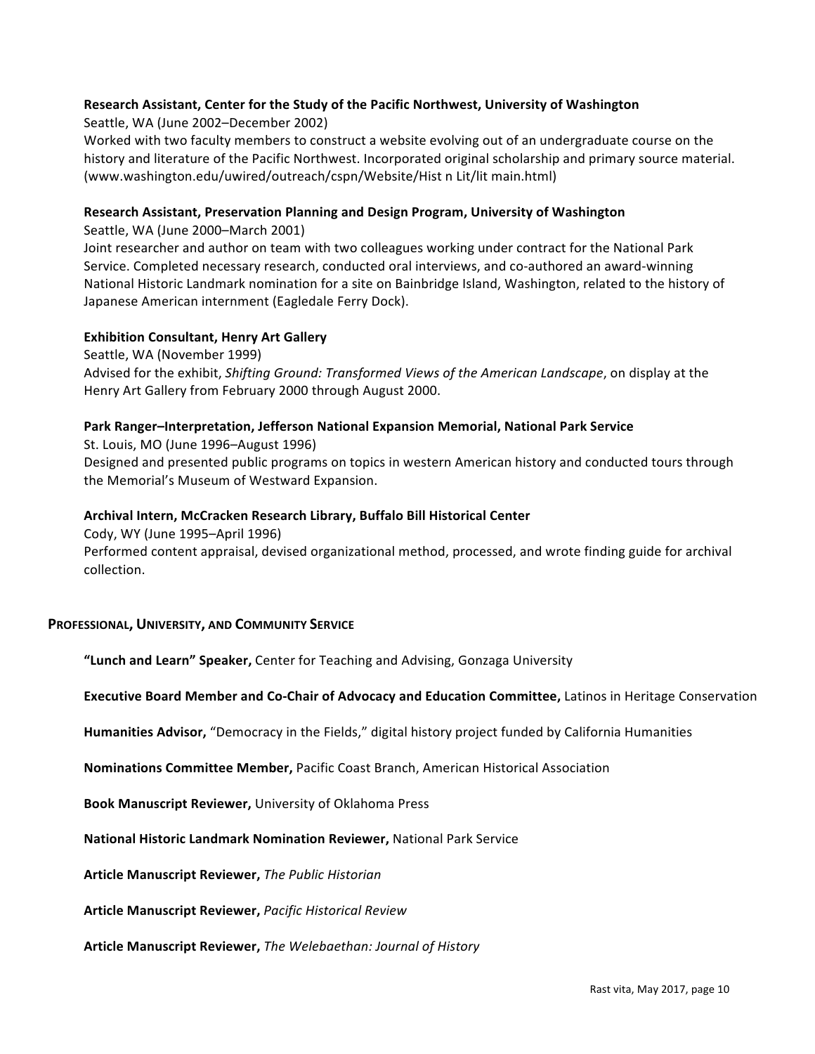**Research Assistant, Center for the Study of the Pacific Northwest, University of Washington**
Seattle, WA (June 2002–December 2002)
Worked with two faculty members to construct a website evolving out of an undergraduate course on the history and literature of the Pacific Northwest. Incorporated original scholarship and primary source material. (www.washington.edu/uwired/outreach/cspn/Website/Hist n Lit/lit main.html)

**Research Assistant, Preservation Planning and Design Program, University of Washington**
Seattle, WA (June 2000–March 2001)
Joint researcher and author on team with two colleagues working under contract for the National Park Service. Completed necessary research, conducted oral interviews, and co-authored an award-winning National Historic Landmark nomination for a site on Bainbridge Island, Washington, related to the history of Japanese American internment (Eagledale Ferry Dock).

**Exhibition Consultant, Henry Art Gallery**
Seattle, WA (November 1999)
Advised for the exhibit, *Shifting Ground: Transformed Views of the American Landscape*, on display at the Henry Art Gallery from February 2000 through August 2000.

**Park Ranger–Interpretation, Jefferson National Expansion Memorial, National Park Service**
St. Louis, MO (June 1996–August 1996)
Designed and presented public programs on topics in western American history and conducted tours through the Memorial's Museum of Westward Expansion.

**Archival Intern, McCracken Research Library, Buffalo Bill Historical Center**
Cody, WY (June 1995–April 1996)
Performed content appraisal, devised organizational method, processed, and wrote finding guide for archival collection.

## PROFESSIONAL, UNIVERSITY, AND COMMUNITY SERVICE

**"Lunch and Learn" Speaker,** Center for Teaching and Advising, Gonzaga University

**Executive Board Member and Co-Chair of Advocacy and Education Committee,** Latinos in Heritage Conservation

**Humanities Advisor,** "Democracy in the Fields," digital history project funded by California Humanities

**Nominations Committee Member,** Pacific Coast Branch, American Historical Association

**Book Manuscript Reviewer,** University of Oklahoma Press

**National Historic Landmark Nomination Reviewer,** National Park Service

**Article Manuscript Reviewer,** *The Public Historian*

**Article Manuscript Reviewer,** *Pacific Historical Review*

**Article Manuscript Reviewer,** *The Welebaethan: Journal of History*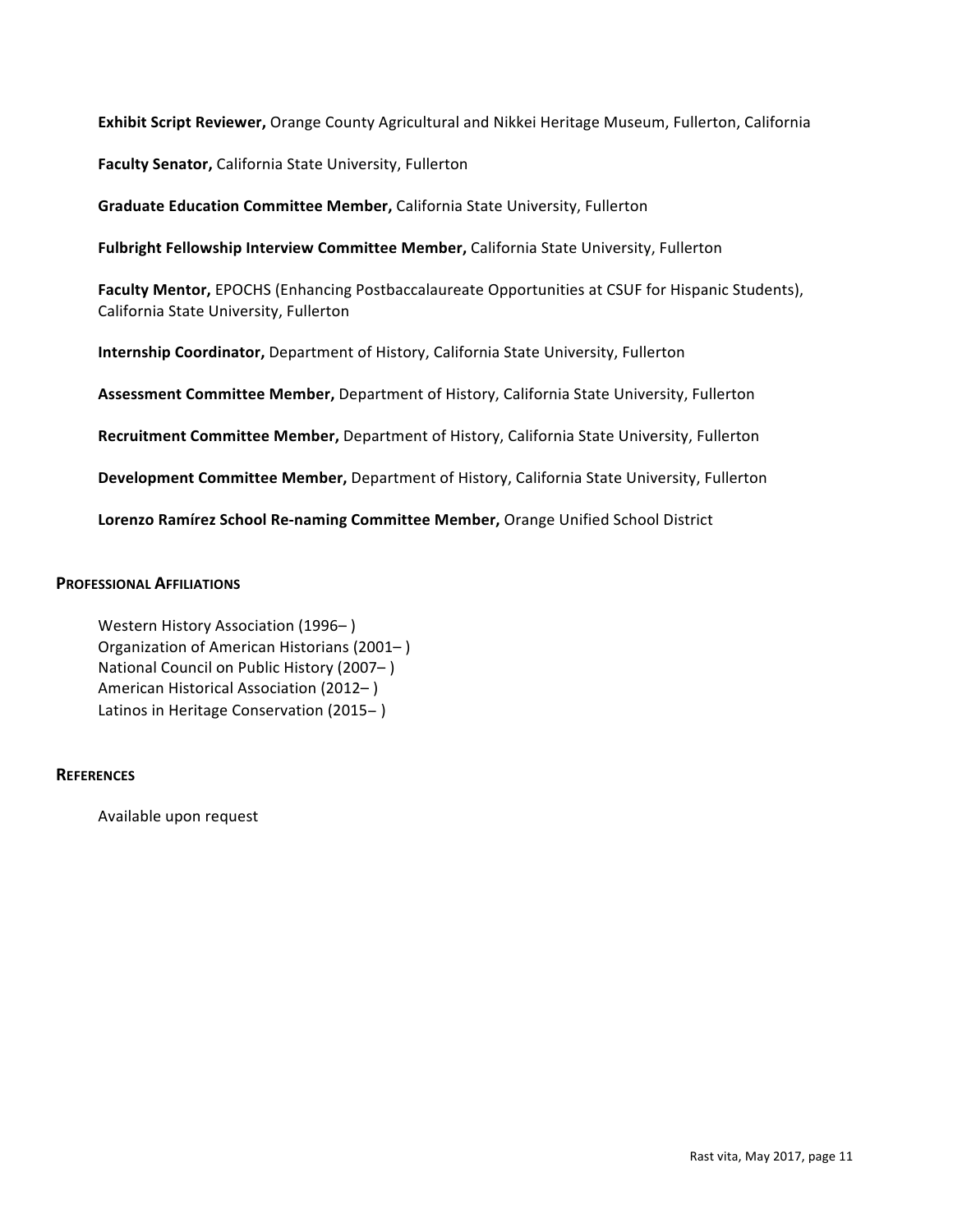**Exhibit Script Reviewer,** Orange County Agricultural and Nikkei Heritage Museum, Fullerton, California

**Faculty Senator,** California State University, Fullerton

**Graduate Education Committee Member,** California State University, Fullerton

**Fulbright Fellowship Interview Committee Member,** California State University, Fullerton

**Faculty Mentor,** EPOCHS (Enhancing Postbaccalaureate Opportunities at CSUF for Hispanic Students), California State University, Fullerton

**Internship Coordinator,** Department of History, California State University, Fullerton

**Assessment Committee Member,** Department of History, California State University, Fullerton

**Recruitment Committee Member,** Department of History, California State University, Fullerton

**Development Committee Member,** Department of History, California State University, Fullerton

**Lorenzo Ramírez School Re-naming Committee Member,** Orange Unified School District

## PROFESSIONAL AFFILIATIONS

Western History Association (1996– )
Organization of American Historians (2001– )
National Council on Public History (2007– )
American Historical Association (2012– )
Latinos in Heritage Conservation (2015– )

## REFERENCES

Available upon request